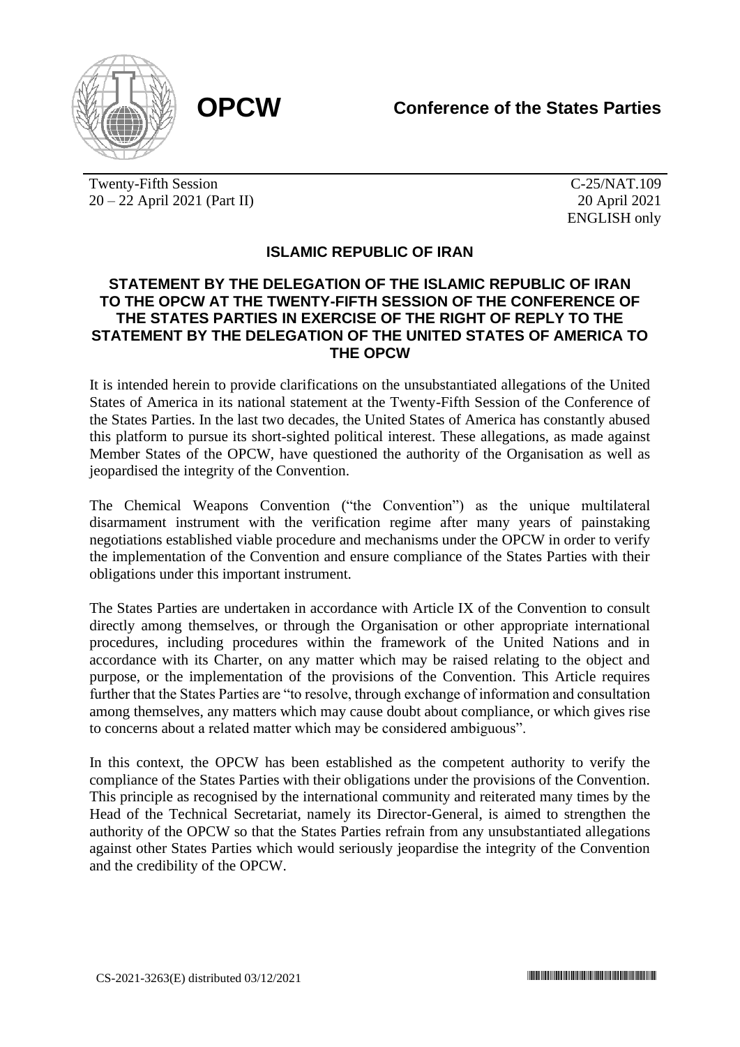**OPCW** — **Conference of the States Parties**

Twenty-Fifth Session
20 – 22 April 2021 (Part II)

C-25/NAT.109
20 April 2021
ENGLISH only

## ISLAMIC REPUBLIC OF IRAN

## STATEMENT BY THE DELEGATION OF THE ISLAMIC REPUBLIC OF IRAN TO THE OPCW AT THE TWENTY-FIFTH SESSION OF THE CONFERENCE OF THE STATES PARTIES IN EXERCISE OF THE RIGHT OF REPLY TO THE STATEMENT BY THE DELEGATION OF THE UNITED STATES OF AMERICA TO THE OPCW

It is intended herein to provide clarifications on the unsubstantiated allegations of the United States of America in its national statement at the Twenty-Fifth Session of the Conference of the States Parties. In the last two decades, the United States of America has constantly abused this platform to pursue its short-sighted political interest. These allegations, as made against Member States of the OPCW, have questioned the authority of the Organisation as well as jeopardised the integrity of the Convention.

The Chemical Weapons Convention ("the Convention") as the unique multilateral disarmament instrument with the verification regime after many years of painstaking negotiations established viable procedure and mechanisms under the OPCW in order to verify the implementation of the Convention and ensure compliance of the States Parties with their obligations under this important instrument.

The States Parties are undertaken in accordance with Article IX of the Convention to consult directly among themselves, or through the Organisation or other appropriate international procedures, including procedures within the framework of the United Nations and in accordance with its Charter, on any matter which may be raised relating to the object and purpose, or the implementation of the provisions of the Convention. This Article requires further that the States Parties are "to resolve, through exchange of information and consultation among themselves, any matters which may cause doubt about compliance, or which gives rise to concerns about a related matter which may be considered ambiguous".

In this context, the OPCW has been established as the competent authority to verify the compliance of the States Parties with their obligations under the provisions of the Convention. This principle as recognised by the international community and reiterated many times by the Head of the Technical Secretariat, namely its Director-General, is aimed to strengthen the authority of the OPCW so that the States Parties refrain from any unsubstantiated allegations against other States Parties which would seriously jeopardise the integrity of the Convention and the credibility of the OPCW.

CS-2021-3263(E) distributed 03/12/2021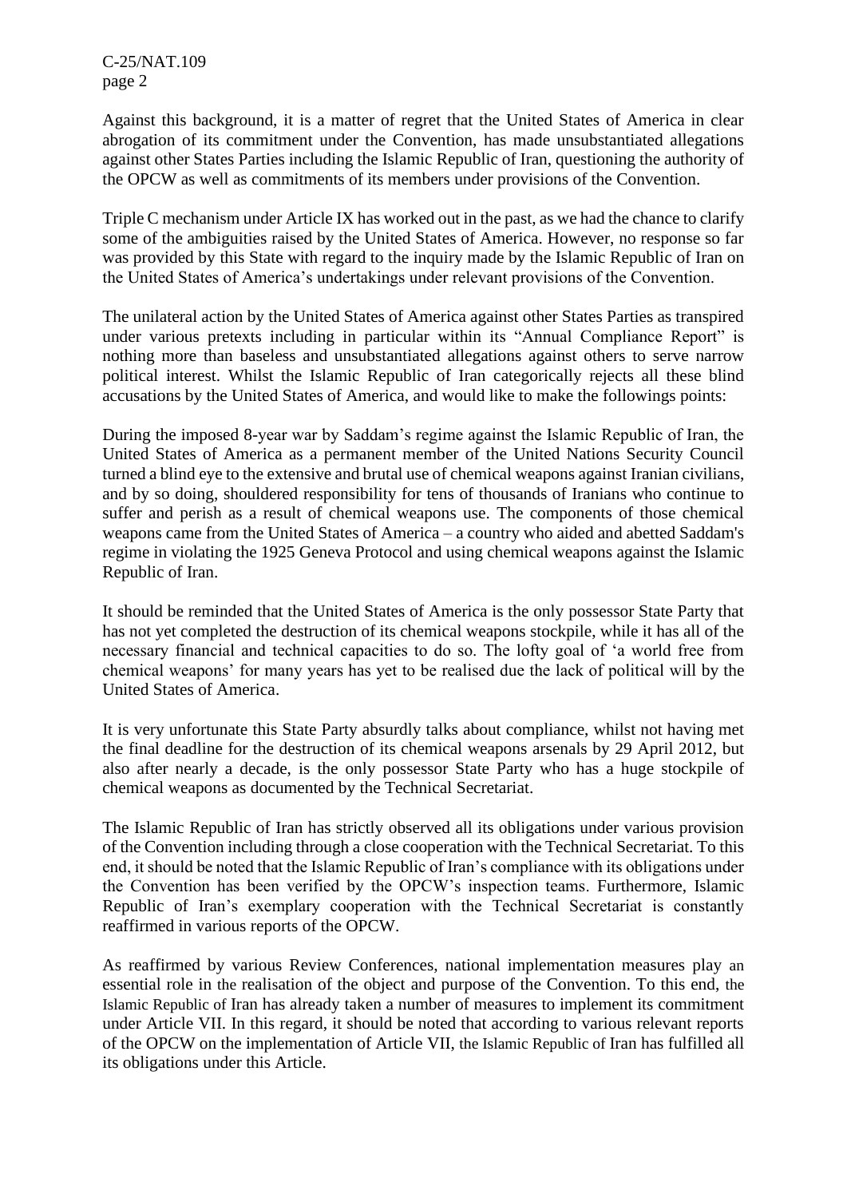Against this background, it is a matter of regret that the United States of America in clear abrogation of its commitment under the Convention, has made unsubstantiated allegations against other States Parties including the Islamic Republic of Iran, questioning the authority of the OPCW as well as commitments of its members under provisions of the Convention.

Triple C mechanism under Article IX has worked out in the past, as we had the chance to clarify some of the ambiguities raised by the United States of America. However, no response so far was provided by this State with regard to the inquiry made by the Islamic Republic of Iran on the United States of America's undertakings under relevant provisions of the Convention.

The unilateral action by the United States of America against other States Parties as transpired under various pretexts including in particular within its "Annual Compliance Report" is nothing more than baseless and unsubstantiated allegations against others to serve narrow political interest. Whilst the Islamic Republic of Iran categorically rejects all these blind accusations by the United States of America, and would like to make the followings points:

During the imposed 8-year war by Saddam's regime against the Islamic Republic of Iran, the United States of America as a permanent member of the United Nations Security Council turned a blind eye to the extensive and brutal use of chemical weapons against Iranian civilians, and by so doing, shouldered responsibility for tens of thousands of Iranians who continue to suffer and perish as a result of chemical weapons use. The components of those chemical weapons came from the United States of America – a country who aided and abetted Saddam's regime in violating the 1925 Geneva Protocol and using chemical weapons against the Islamic Republic of Iran.

It should be reminded that the United States of America is the only possessor State Party that has not yet completed the destruction of its chemical weapons stockpile, while it has all of the necessary financial and technical capacities to do so. The lofty goal of 'a world free from chemical weapons' for many years has yet to be realised due the lack of political will by the United States of America.

It is very unfortunate this State Party absurdly talks about compliance, whilst not having met the final deadline for the destruction of its chemical weapons arsenals by 29 April 2012, but also after nearly a decade, is the only possessor State Party who has a huge stockpile of chemical weapons as documented by the Technical Secretariat.

The Islamic Republic of Iran has strictly observed all its obligations under various provision of the Convention including through a close cooperation with the Technical Secretariat. To this end, it should be noted that the Islamic Republic of Iran's compliance with its obligations under the Convention has been verified by the OPCW's inspection teams. Furthermore, Islamic Republic of Iran's exemplary cooperation with the Technical Secretariat is constantly reaffirmed in various reports of the OPCW.

As reaffirmed by various Review Conferences, national implementation measures play an essential role in the realisation of the object and purpose of the Convention. To this end, the Islamic Republic of Iran has already taken a number of measures to implement its commitment under Article VII. In this regard, it should be noted that according to various relevant reports of the OPCW on the implementation of Article VII, the Islamic Republic of Iran has fulfilled all its obligations under this Article.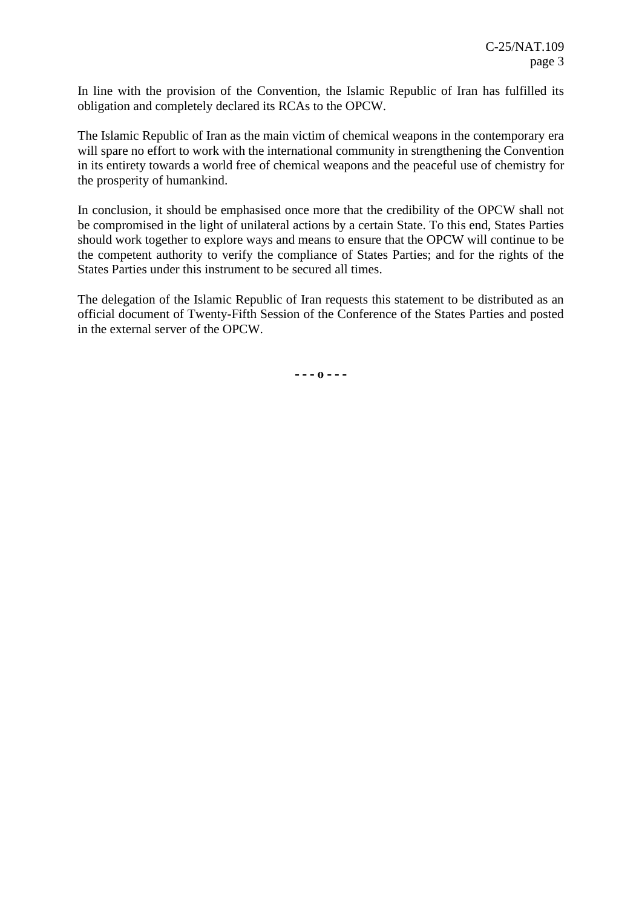In line with the provision of the Convention, the Islamic Republic of Iran has fulfilled its obligation and completely declared its RCAs to the OPCW.

The Islamic Republic of Iran as the main victim of chemical weapons in the contemporary era will spare no effort to work with the international community in strengthening the Convention in its entirety towards a world free of chemical weapons and the peaceful use of chemistry for the prosperity of humankind.

In conclusion, it should be emphasised once more that the credibility of the OPCW shall not be compromised in the light of unilateral actions by a certain State. To this end, States Parties should work together to explore ways and means to ensure that the OPCW will continue to be the competent authority to verify the compliance of States Parties; and for the rights of the States Parties under this instrument to be secured all times.

The delegation of the Islamic Republic of Iran requests this statement to be distributed as an official document of Twenty-Fifth Session of the Conference of the States Parties and posted in the external server of the OPCW.

**- - - o - - -**